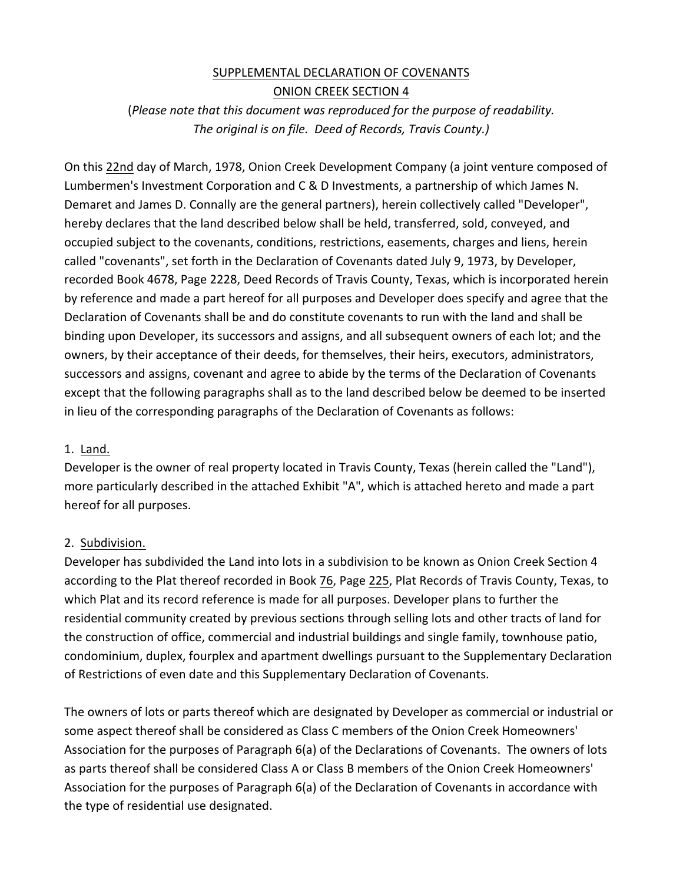# SUPPLEMENTAL DECLARATION OF COVENANTS
## ONION CREEK SECTION 4

(*Please note that this document was reproduced for the purpose of readability. The original is on file. Deed of Records, Travis County.)*

On this 22nd day of March, 1978, Onion Creek Development Company (a joint venture composed of Lumbermen's Investment Corporation and C & D Investments, a partnership of which James N. Demaret and James D. Connally are the general partners), herein collectively called "Developer", hereby declares that the land described below shall be held, transferred, sold, conveyed, and occupied subject to the covenants, conditions, restrictions, easements, charges and liens, herein called "covenants", set forth in the Declaration of Covenants dated July 9, 1973, by Developer, recorded Book 4678, Page 2228, Deed Records of Travis County, Texas, which is incorporated herein by reference and made a part hereof for all purposes and Developer does specify and agree that the Declaration of Covenants shall be and do constitute covenants to run with the land and shall be binding upon Developer, its successors and assigns, and all subsequent owners of each lot; and the owners, by their acceptance of their deeds, for themselves, their heirs, executors, administrators, successors and assigns, covenant and agree to abide by the terms of the Declaration of Covenants except that the following paragraphs shall as to the land described below be deemed to be inserted in lieu of the corresponding paragraphs of the Declaration of Covenants as follows:

1. Land.

Developer is the owner of real property located in Travis County, Texas (herein called the "Land"), more particularly described in the attached Exhibit "A", which is attached hereto and made a part hereof for all purposes.

2. Subdivision.

Developer has subdivided the Land into lots in a subdivision to be known as Onion Creek Section 4 according to the Plat thereof recorded in Book 76, Page 225, Plat Records of Travis County, Texas, to which Plat and its record reference is made for all purposes. Developer plans to further the residential community created by previous sections through selling lots and other tracts of land for the construction of office, commercial and industrial buildings and single family, townhouse patio, condominium, duplex, fourplex and apartment dwellings pursuant to the Supplementary Declaration of Restrictions of even date and this Supplementary Declaration of Covenants.

The owners of lots or parts thereof which are designated by Developer as commercial or industrial or some aspect thereof shall be considered as Class C members of the Onion Creek Homeowners' Association for the purposes of Paragraph 6(a) of the Declarations of Covenants. The owners of lots as parts thereof shall be considered Class A or Class B members of the Onion Creek Homeowners' Association for the purposes of Paragraph 6(a) of the Declaration of Covenants in accordance with the type of residential use designated.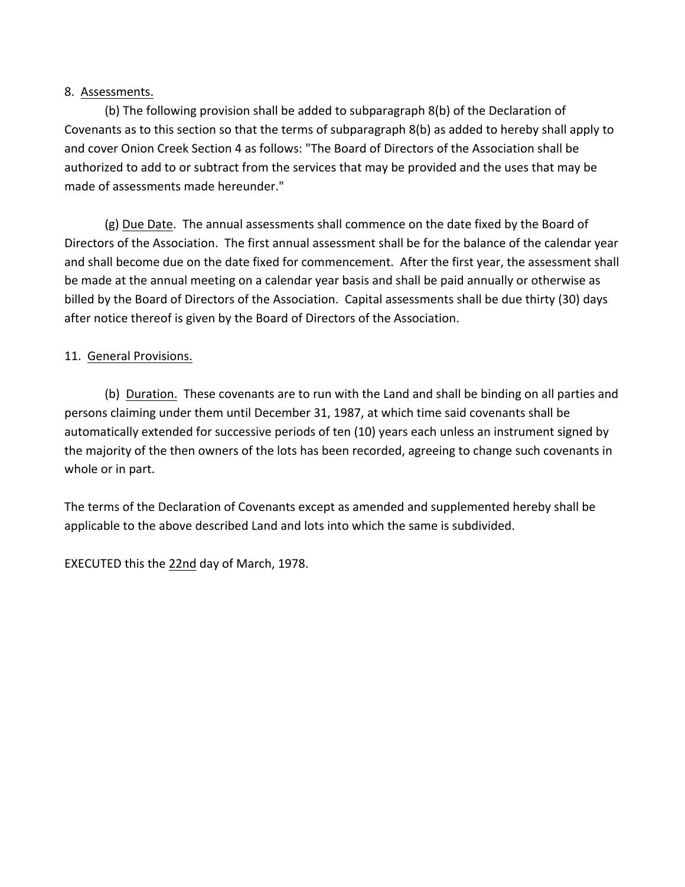8. Assessments.

(b) The following provision shall be added to subparagraph 8(b) of the Declaration of Covenants as to this section so that the terms of subparagraph 8(b) as added to hereby shall apply to and cover Onion Creek Section 4 as follows: "The Board of Directors of the Association shall be authorized to add to or subtract from the services that may be provided and the uses that may be made of assessments made hereunder."

(g) Due Date. The annual assessments shall commence on the date fixed by the Board of Directors of the Association. The first annual assessment shall be for the balance of the calendar year and shall become due on the date fixed for commencement. After the first year, the assessment shall be made at the annual meeting on a calendar year basis and shall be paid annually or otherwise as billed by the Board of Directors of the Association. Capital assessments shall be due thirty (30) days after notice thereof is given by the Board of Directors of the Association.

11. General Provisions.

(b) Duration. These covenants are to run with the Land and shall be binding on all parties and persons claiming under them until December 31, 1987, at which time said covenants shall be automatically extended for successive periods of ten (10) years each unless an instrument signed by the majority of the then owners of the lots has been recorded, agreeing to change such covenants in whole or in part.

The terms of the Declaration of Covenants except as amended and supplemented hereby shall be applicable to the above described Land and lots into which the same is subdivided.

EXECUTED this the 22nd day of March, 1978.